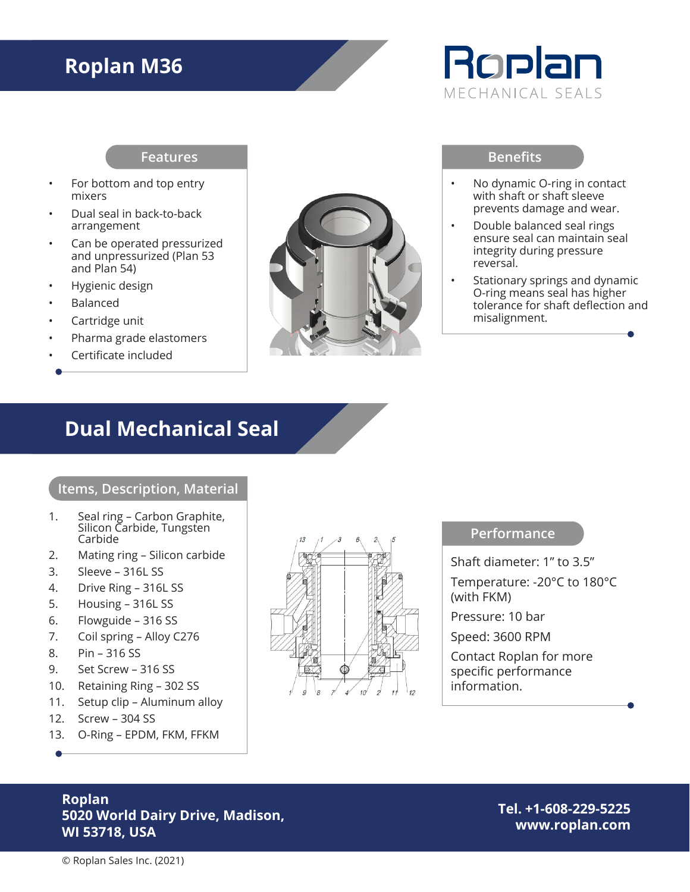# Roplan M36

Roplan
MECHANICAL SEALS

## Features

- For bottom and top entry mixers
- Dual seal in back-to-back arrangement
- Can be operated pressurized and unpressurized (Plan 53 and Plan 54)
- Hygienic design
- Balanced
- Cartridge unit
- Pharma grade elastomers
- Certificate included

## Benefits

- No dynamic O-ring in contact with shaft or shaft sleeve prevents damage and wear.
- Double balanced seal rings ensure seal can maintain seal integrity during pressure reversal.
- Stationary springs and dynamic O-ring means seal has higher tolerance for shaft deflection and misalignment.

# Dual Mechanical Seal

## Items, Description, Material

1. Seal ring – Carbon Graphite, Silicon Carbide, Tungsten Carbide
2. Mating ring – Silicon carbide
3. Sleeve – 316L SS
4. Drive Ring – 316L SS
5. Housing – 316L SS
6. Flowguide – 316 SS
7. Coil spring – Alloy C276
8. Pin – 316 SS
9. Set Screw – 316 SS
10. Retaining Ring – 302 SS
11. Setup clip – Aluminum alloy
12. Screw – 304 SS
13. O-Ring – EPDM, FKM, FFKM

## Performance

Shaft diameter: 1" to 3.5"

Temperature: -20°C to 180°C (with FKM)

Pressure: 10 bar

Speed: 3600 RPM

Contact Roplan for more specific performance information.

**Roplan**
**5020 World Dairy Drive, Madison, WI 53718, USA**

**Tel. +1-608-229-5225**
**www.roplan.com**

© Roplan Sales Inc. (2021)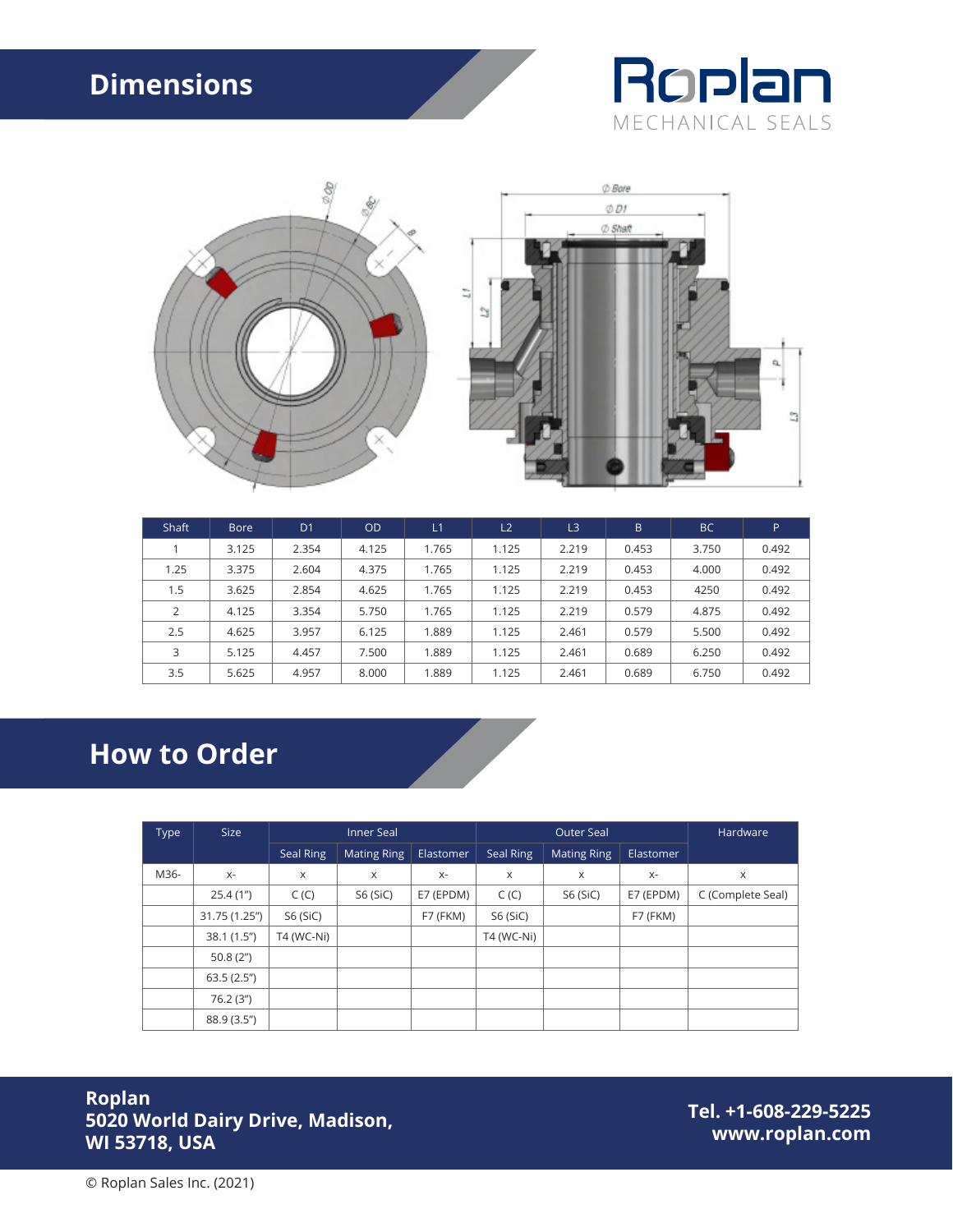## Dimensions

Roplan
MECHANICAL SEALS

| Shaft | Bore | D1 | OD | L1 | L2 | L3 | B | BC | P |
|---|---|---|---|---|---|---|---|---|---|
| 1 | 3.125 | 2.354 | 4.125 | 1.765 | 1.125 | 2.219 | 0.453 | 3.750 | 0.492 |
| 1.25 | 3.375 | 2.604 | 4.375 | 1.765 | 1.125 | 2.219 | 0.453 | 4.000 | 0.492 |
| 1.5 | 3.625 | 2.854 | 4.625 | 1.765 | 1.125 | 2.219 | 0.453 | 4250 | 0.492 |
| 2 | 4.125 | 3.354 | 5.750 | 1.765 | 1.125 | 2.219 | 0.579 | 4.875 | 0.492 |
| 2.5 | 4.625 | 3.957 | 6.125 | 1.889 | 1.125 | 2.461 | 0.579 | 5.500 | 0.492 |
| 3 | 5.125 | 4.457 | 7.500 | 1.889 | 1.125 | 2.461 | 0.689 | 6.250 | 0.492 |
| 3.5 | 5.625 | 4.957 | 8.000 | 1.889 | 1.125 | 2.461 | 0.689 | 6.750 | 0.492 |

## How to Order

| Type | Size | Inner Seal | | | Outer Seal | | | Hardware |
|---|---|---|---|---|---|---|---|---|
| | | Seal Ring | Mating Ring | Elastomer | Seal Ring | Mating Ring | Elastomer | |
| M36- | x- | x | x | x- | x | x | x- | x |
| | 25.4 (1") | C (C) | S6 (SiC) | E7 (EPDM) | C (C) | S6 (SiC) | E7 (EPDM) | C (Complete Seal) |
| | 31.75 (1.25") | S6 (SiC) | | F7 (FKM) | S6 (SiC) | | F7 (FKM) | |
| | 38.1 (1.5") | T4 (WC-Ni) | | | T4 (WC-Ni) | | | |
| | 50.8 (2") | | | | | | | |
| | 63.5 (2.5") | | | | | | | |
| | 76.2 (3") | | | | | | | |
| | 88.9 (3.5") | | | | | | | |

**Roplan**
**5020 World Dairy Drive, Madison,**
**WI 53718, USA**

**Tel. +1-608-229-5225**
**www.roplan.com**

© Roplan Sales Inc. (2021)